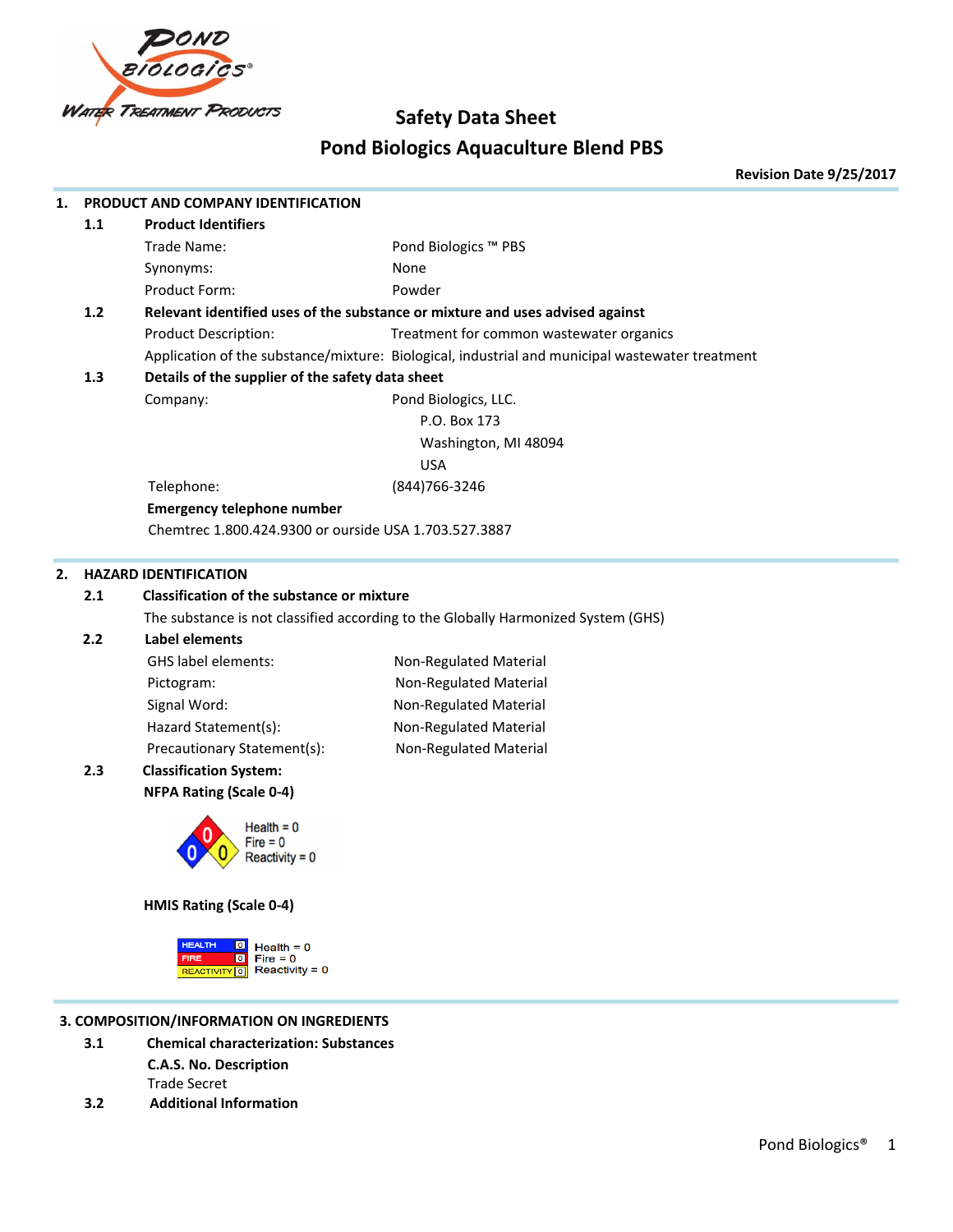# Safety Data Sheet

## Pond Biologics Aquaculture Blend PBS

**Revision Date 9/25/2017**

### 1. PRODUCT AND COMPANY IDENTIFICATION

**1.1 Product Identifiers**

Trade Name: Pond Biologics ™ PBS

Synonyms: None

Product Form: Powder

**1.2 Relevant identified uses of the substance or mixture and uses advised against**

Product Description: Treatment for common wastewater organics

Application of the substance/mixture: Biological, industrial and municipal wastewater treatment

**1.3 Details of the supplier of the safety data sheet**

Company: Pond Biologics, LLC.
P.O. Box 173
Washington, MI 48094
USA

Telephone: (844)766-3246

**Emergency telephone number**

Chemtrec 1.800.424.9300 or ourside USA 1.703.527.3887

### 2. HAZARD IDENTIFICATION

**2.1 Classification of the substance or mixture**

The substance is not classified according to the Globally Harmonized System (GHS)

**2.2 Label elements**

GHS label elements: Non-Regulated Material

Pictogram: Non-Regulated Material

Signal Word: Non-Regulated Material

Hazard Statement(s): Non-Regulated Material

Precautionary Statement(s): Non-Regulated Material

**2.3 Classification System:**

**NFPA Rating (Scale 0-4)**

Health = 0
Fire = 0
Reactivity = 0

**HMIS Rating (Scale 0-4)**

Health = 0
Fire = 0
Reactivity = 0

### 3. COMPOSITION/INFORMATION ON INGREDIENTS

**3.1 Chemical characterization: Substances**

**C.A.S. No. Description**

Trade Secret

**3.2 Additional Information**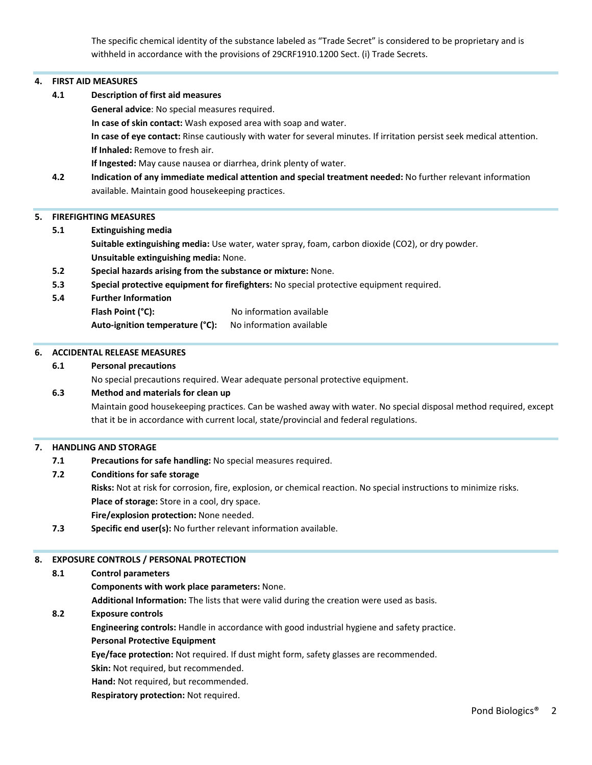The specific chemical identity of the substance labeled as "Trade Secret" is considered to be proprietary and is withheld in accordance with the provisions of 29CRF1910.1200 Sect. (i) Trade Secrets.

## 4. FIRST AID MEASURES

### 4.1 Description of first aid measures

**General advice**: No special measures required.

**In case of skin contact:** Wash exposed area with soap and water.

**In case of eye contact:** Rinse cautiously with water for several minutes. If irritation persist seek medical attention.

**If Inhaled:** Remove to fresh air.

**If Ingested:** May cause nausea or diarrhea, drink plenty of water.

### 4.2 Indication of any immediate medical attention and special treatment needed: 

No further relevant information available. Maintain good housekeeping practices.

## 5. FIREFIGHTING MEASURES

### 5.1 Extinguishing media

**Suitable extinguishing media:** Use water, water spray, foam, carbon dioxide ($CO_2$), or dry powder.

**Unsuitable extinguishing media:** None.

### 5.2 Special hazards arising from the substance or mixture: 

None.

### 5.3 Special protective equipment for firefighters: 

No special protective equipment required.

### 5.4 Further Information

**Flash Point (°C):** No information available

**Auto-ignition temperature (°C):** No information available

## 6. ACCIDENTAL RELEASE MEASURES

### 6.1 Personal precautions

No special precautions required. Wear adequate personal protective equipment.

### 6.3 Method and materials for clean up

Maintain good housekeeping practices. Can be washed away with water. No special disposal method required, except that it be in accordance with current local, state/provincial and federal regulations.

## 7. HANDLING AND STORAGE

### 7.1 Precautions for safe handling: 

No special measures required.

### 7.2 Conditions for safe storage

**Risks:** Not at risk for corrosion, fire, explosion, or chemical reaction. No special instructions to minimize risks.

**Place of storage:** Store in a cool, dry space.

**Fire/explosion protection:** None needed.

### 7.3 Specific end user(s): 

No further relevant information available.

## 8. EXPOSURE CONTROLS / PERSONAL PROTECTION

### 8.1 Control parameters

**Components with work place parameters:** None.

**Additional Information:** The lists that were valid during the creation were used as basis.

### 8.2 Exposure controls

**Engineering controls:** Handle in accordance with good industrial hygiene and safety practice.

**Personal Protective Equipment**

**Eye/face protection:** Not required. If dust might form, safety glasses are recommended.

**Skin:** Not required, but recommended.

**Hand:** Not required, but recommended.

**Respiratory protection:** Not required.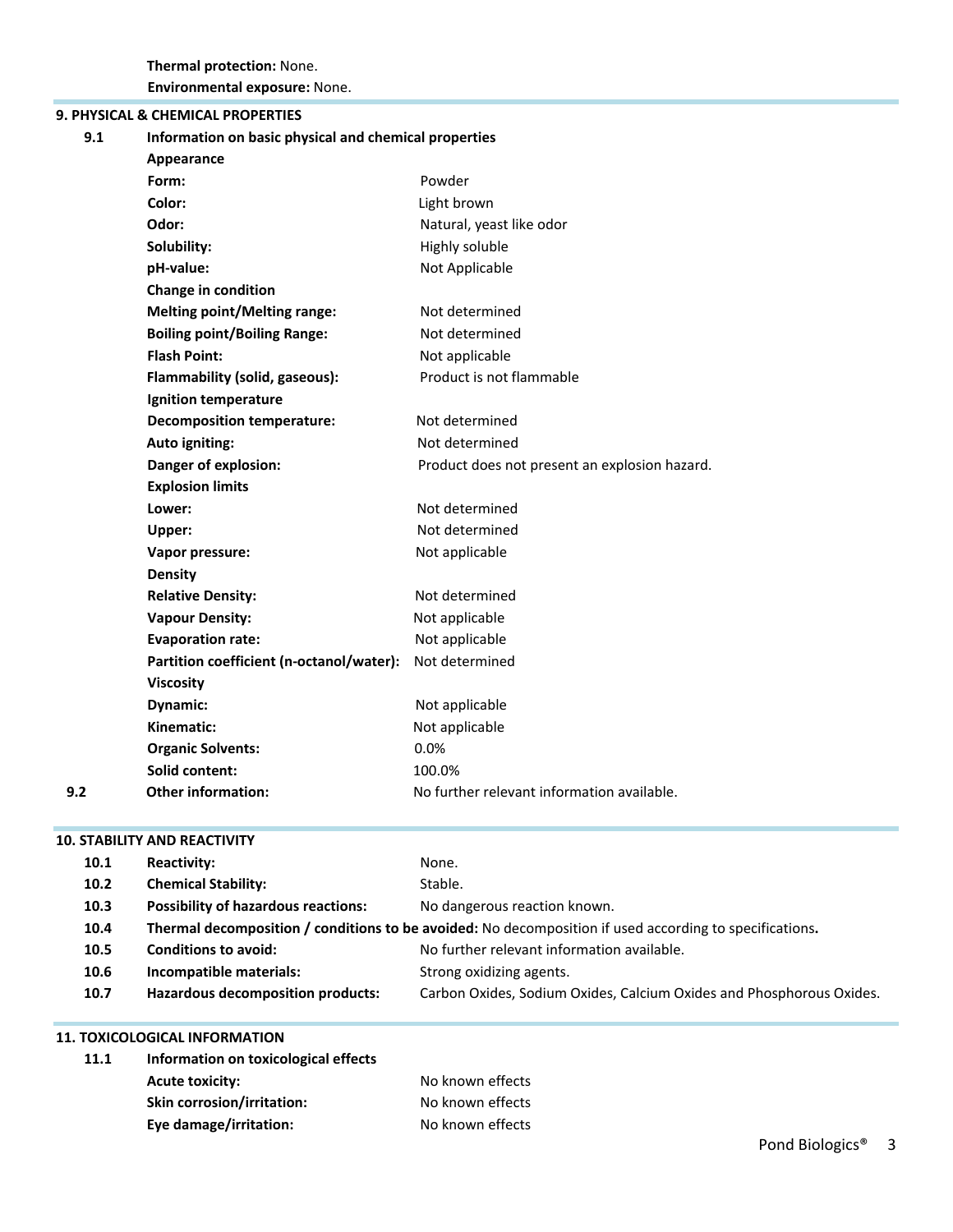**Thermal protection:** None.
**Environmental exposure:** None.

## 9. PHYSICAL & CHEMICAL PROPERTIES

**9.1 Information on basic physical and chemical properties**

**Appearance**

| | |
|---|---|
| **Form:** | Powder |
| **Color:** | Light brown |
| **Odor:** | Natural, yeast like odor |
| **Solubility:** | Highly soluble |
| **pH-value:** | Not Applicable |
| **Change in condition** | |
| **Melting point/Melting range:** | Not determined |
| **Boiling point/Boiling Range:** | Not determined |
| **Flash Point:** | Not applicable |
| **Flammability (solid, gaseous):** | Product is not flammable |
| **Ignition temperature** | |
| **Decomposition temperature:** | Not determined |
| **Auto igniting:** | Not determined |
| **Danger of explosion:** | Product does not present an explosion hazard. |
| **Explosion limits** | |
| **Lower:** | Not determined |
| **Upper:** | Not determined |
| **Vapor pressure:** | Not applicable |
| **Density** | |
| **Relative Density:** | Not determined |
| **Vapour Density:** | Not applicable |
| **Evaporation rate:** | Not applicable |
| **Partition coefficient (n-octanol/water):** | Not determined |
| **Viscosity** | |
| **Dynamic:** | Not applicable |
| **Kinematic:** | Not applicable |
| **Organic Solvents:** | 0.0% |
| **Solid content:** | 100.0% |

**9.2 Other information:** No further relevant information available.

## 10. STABILITY AND REACTIVITY

**10.1 Reactivity:** None.

**10.2 Chemical Stability:** Stable.

**10.3 Possibility of hazardous reactions:** No dangerous reaction known.

**10.4 Thermal decomposition / conditions to be avoided:** No decomposition if used according to specifications**.**

**10.5 Conditions to avoid:** No further relevant information available.

**10.6 Incompatible materials:** Strong oxidizing agents.

**10.7 Hazardous decomposition products:** Carbon Oxides, Sodium Oxides, Calcium Oxides and Phosphorous Oxides.

## 11. TOXICOLOGICAL INFORMATION

**11.1 Information on toxicological effects**

| | |
|---|---|
| **Acute toxicity:** | No known effects |
| **Skin corrosion/irritation:** | No known effects |
| **Eye damage/irritation:** | No known effects |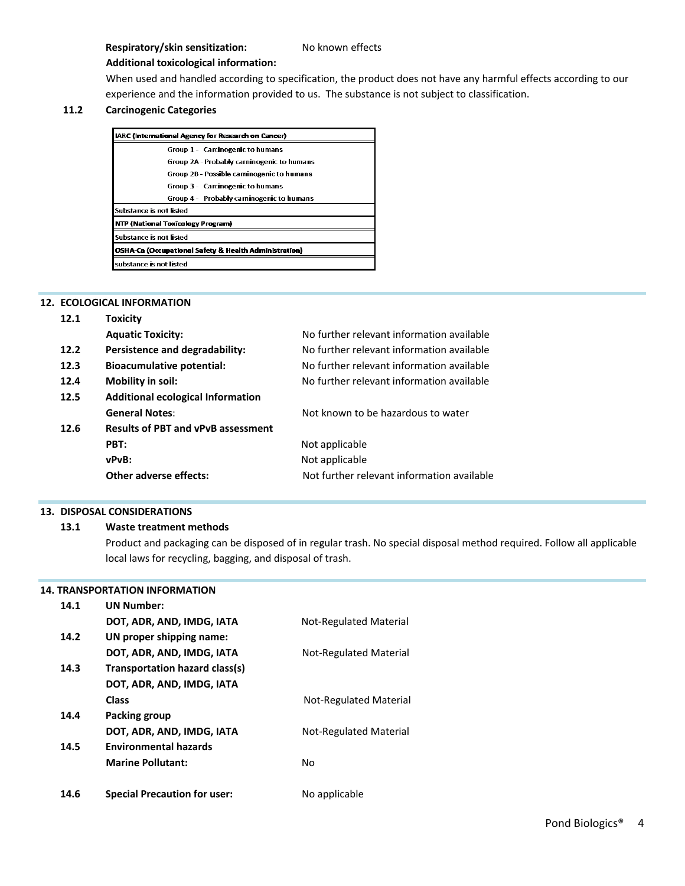**Respiratory/skin sensitization:** No known effects

**Additional toxicological information:**

When used and handled according to specification, the product does not have any harmful effects according to our experience and the information provided to us. The substance is not subject to classification.

### 11.2 Carcinogenic Categories

| IARC (International Agency for Research on Cancer) |
|---|
| Group 1 - Carcinogenic to humans |
| Group 2A - Probably carninogenic to humans |
| Group 2B - Possible carninogenic to humans |
| Group 3 - Carcinogenic to humans |
| Group 4 - Probably carninogenic to humans |
| Substance is not listed |
| **NTP (National Toxicology Program)** |
| Substance is not listed |
| **OSHA-Ca (Occupational Safety & Health Administration)** |
| substance is not listed |

## 12. ECOLOGICAL INFORMATION

**12.1 Toxicity**

**Aquatic Toxicity:** No further relevant information available

**12.2 Persistence and degradability:** No further relevant information available

**12.3 Bioacumulative potential:** No further relevant information available

**12.4 Mobility in soil:** No further relevant information available

**12.5 Additional ecological Information**

**General Notes**: Not known to be hazardous to water

**12.6 Results of PBT and vPvB assessment**

**PBT:** Not applicable

**vPvB:** Not applicable

**Other adverse effects:** Not further relevant information available

## 13. DISPOSAL CONSIDERATIONS

**13.1 Waste treatment methods**

Product and packaging can be disposed of in regular trash. No special disposal method required. Follow all applicable local laws for recycling, bagging, and disposal of trash.

## 14. TRANSPORTATION INFORMATION

**14.1 UN Number:**

**DOT, ADR, AND, IMDG, IATA** Not-Regulated Material

**14.2 UN proper shipping name:**

**DOT, ADR, AND, IMDG, IATA** Not-Regulated Material

**14.3 Transportation hazard class(s)**

**DOT, ADR, AND, IMDG, IATA**

**Class** Not-Regulated Material

**14.4 Packing group**

**DOT, ADR, AND, IMDG, IATA** Not-Regulated Material

**14.5 Environmental hazards**

**Marine Pollutant:** No

**14.6 Special Precaution for user:** No applicable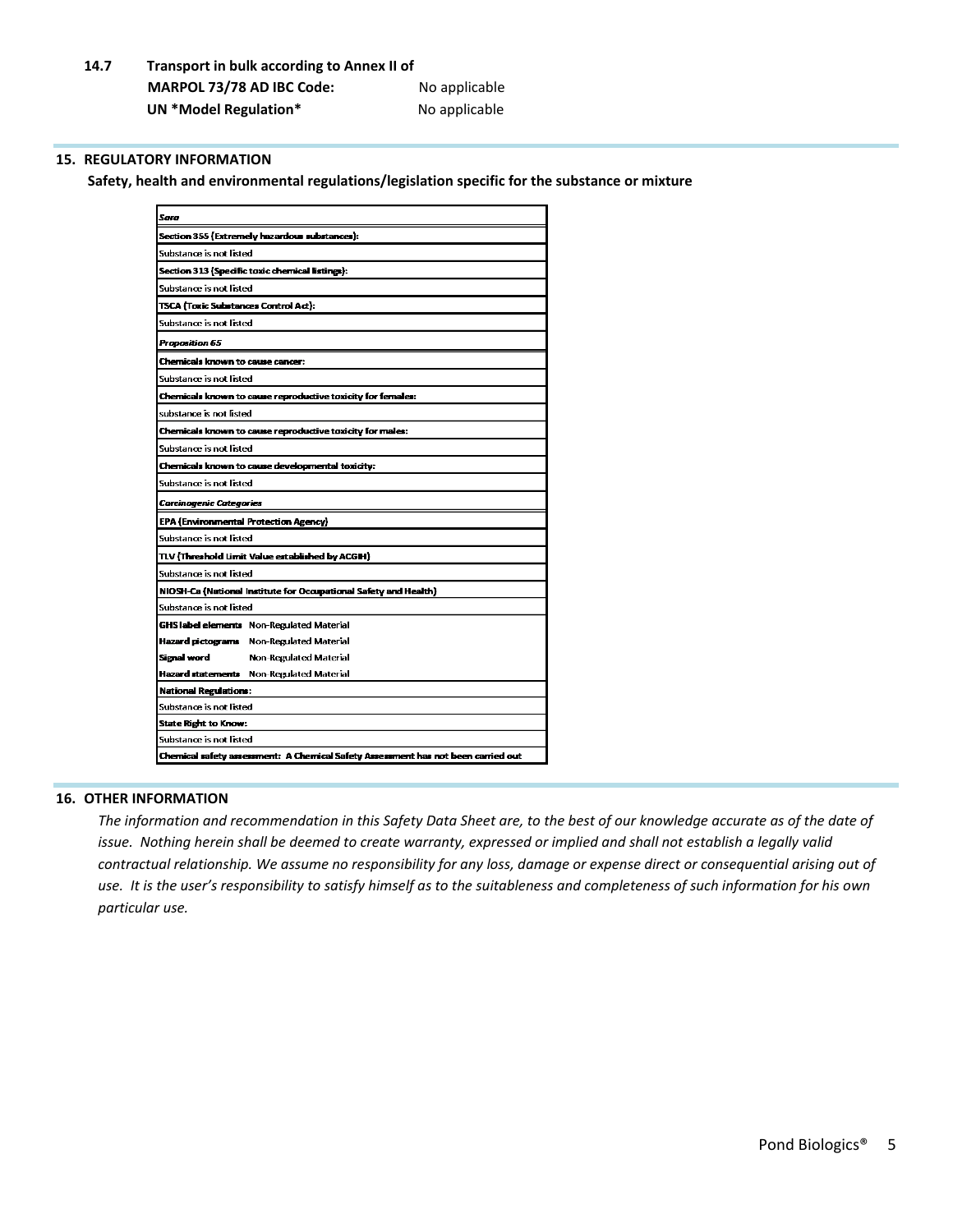**14.7 Transport in bulk according to Annex II of**

| | |
|---|---|
| **MARPOL 73/78 AD IBC Code:** | No applicable |
| **UN \*Model Regulation\*** | No applicable |

## 15. REGULATORY INFORMATION

**Safety, health and environmental regulations/legislation specific for the substance or mixture**

| | |
|---|---|
| ***Sara*** | |
| **Section 355 (Extremely hazardous substances):** | |
| Substance is not listed | |
| **Section 313 (Specific toxic chemical listings):** | |
| Substance is not listed | |
| **TSCA (Toxic Substances Control Act):** | |
| Substance is not listed | |
| ***Proposition 65*** | |
| **Chemicals known to cause cancer:** | |
| Substance is not listed | |
| **Chemicals known to cause reproductive toxicity for females:** | |
| substance is not listed | |
| **Chemicals known to cause reproductive toxicity for males:** | |
| Substance is not listed | |
| **Chemicals known to cause developmental toxicity:** | |
| Substance is not listed | |
| ***Carcinogenic Categories*** | |
| **EPA (Environmental Protection Agency)** | |
| Substance is not listed | |
| **TLV (Threshold Limit Value established by ACGIH)** | |
| Substance is not listed | |
| **NIOSH-Ca (National Institute for Occupational Safety and Health)** | |
| Substance is not listed | |
| **GHS label elements** | Non-Regulated Material |
| **Hazard pictograms** | Non-Regulated Material |
| **Signal word** | Non-Regulated Material |
| **Hazard statements** | Non-Regulated Material |
| **National Regulations:** | |
| Substance is not listed | |
| **State Right to Know:** | |
| Substance is not listed | |
| **Chemical safety assessment: A Chemical Safety Assessment has not been carried out** | |

## 16. OTHER INFORMATION

*The information and recommendation in this Safety Data Sheet are, to the best of our knowledge accurate as of the date of issue. Nothing herein shall be deemed to create warranty, expressed or implied and shall not establish a legally valid contractual relationship. We assume no responsibility for any loss, damage or expense direct or consequential arising out of use. It is the user's responsibility to satisfy himself as to the suitableness and completeness of such information for his own particular use.*